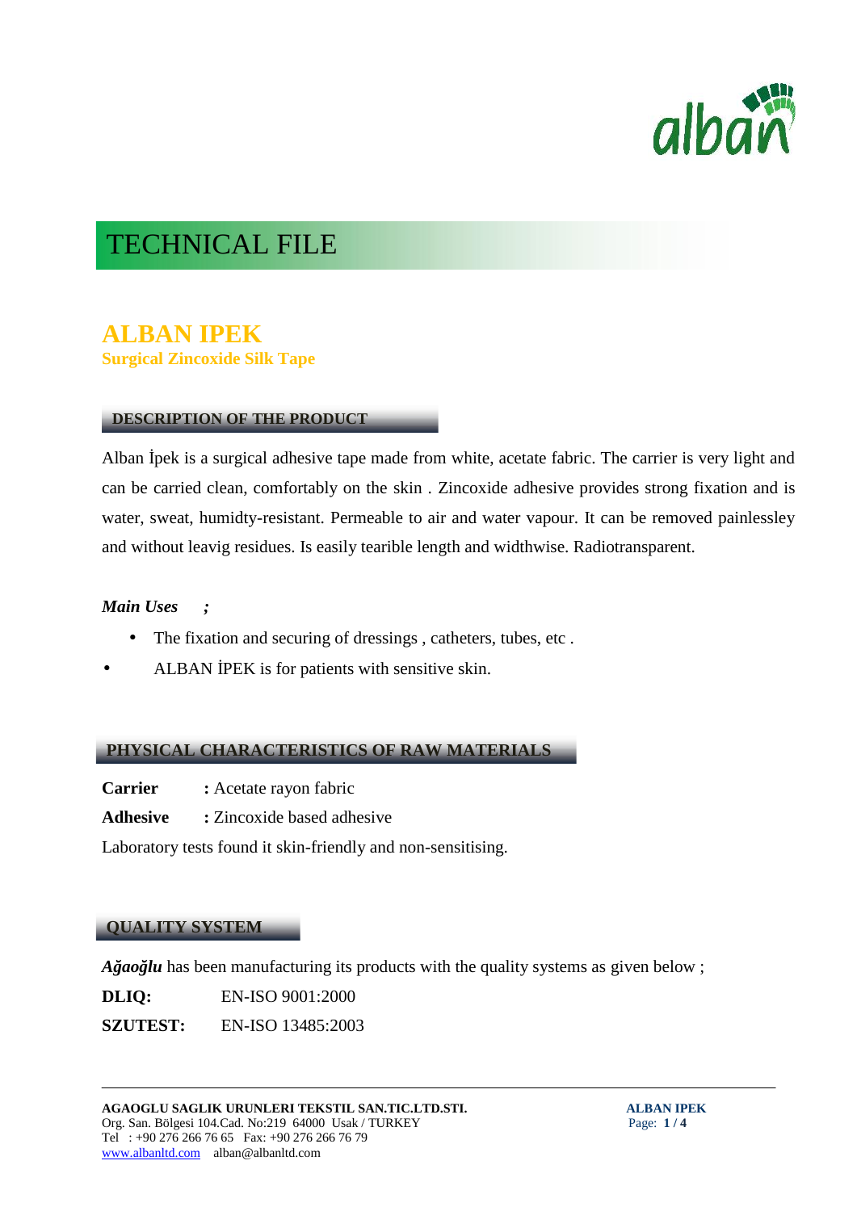# TECHNICAL FILE

## ALBAN IPEK

**Surgical Zincoxide Silk Tape**

### DESCRIPTION OF THE PRODUCT

Alban İpek is a surgical adhesive tape made from white, acetate fabric. The carrier is very light and can be carried clean, comfortably on the skin . Zincoxide adhesive provides strong fixation and is water, sweat, humidty-resistant. Permeable to air and water vapour. It can be removed painlessley and without leavig residues. Is easily tearible length and widthwise. Radiotransparent.

***Main Uses ;***

- The fixation and securing of dressings , catheters, tubes, etc .
- ALBAN İPEK is for patients with sensitive skin.

### PHYSICAL CHARACTERISTICS OF RAW MATERIALS

**Carrier** **:** Acetate rayon fabric

**Adhesive** **:** Zincoxide based adhesive

Laboratory tests found it skin-friendly and non-sensitising.

### QUALITY SYSTEM

***Ağaoğlu*** has been manufacturing its products with the quality systems as given below ;

**DLIQ:** EN-ISO 9001:2000

**SZUTEST:** EN-ISO 13485:2003

**AGAOGLU SAGLIK URUNLERI TEKSTIL SAN.TIC.LTD.STI.**
Org. San. Bölgesi 104.Cad. No:219 64000 Usak / TURKEY
Tel : +90 276 266 76 65 Fax: +90 276 266 76 79
www.albanltd.com alban@albanltd.com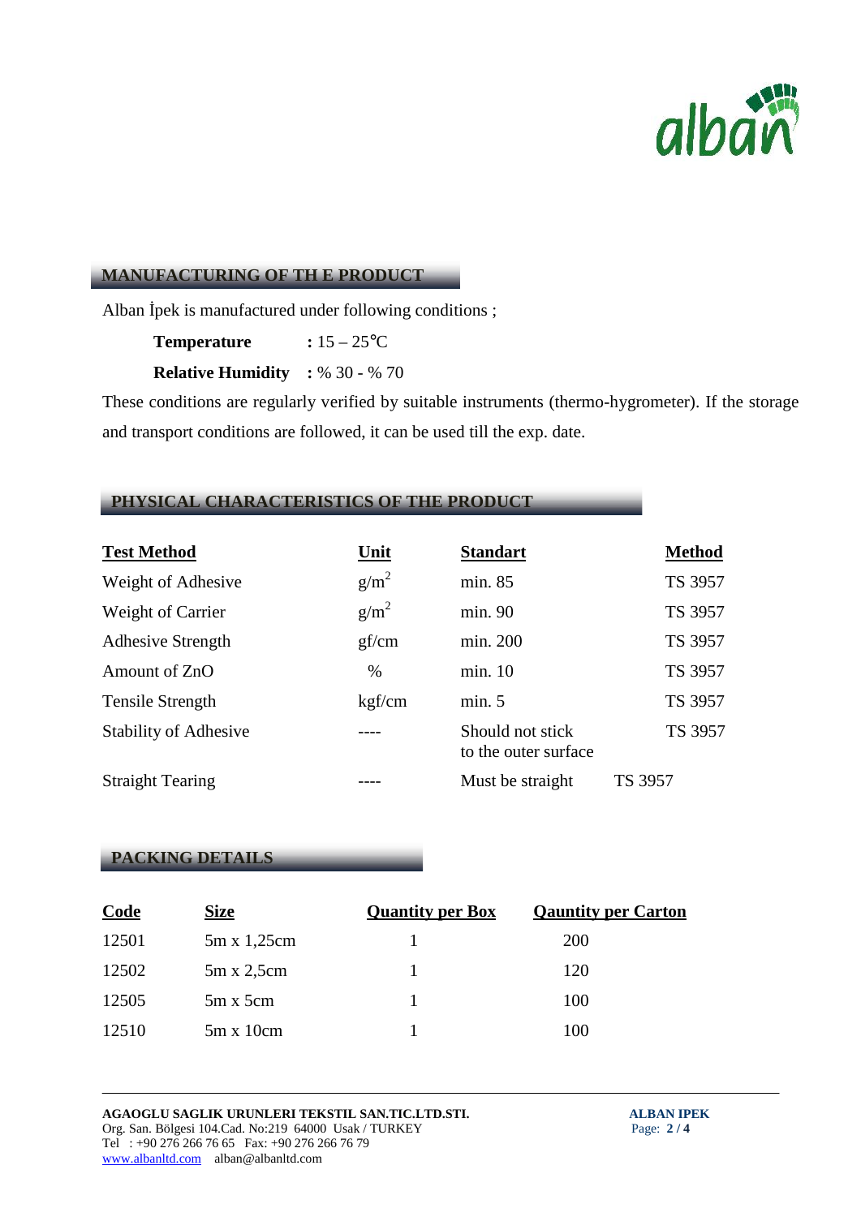## MANUFACTURING OF TH E PRODUCT

Alban İpek is manufactured under following conditions ;

**Temperature** **:** 15 – 25℃

**Relative Humidity** **:** % 30 - % 70

These conditions are regularly verified by suitable instruments (thermo-hygrometer). If the storage and transport conditions are followed, it can be used till the exp. date.

## PHYSICAL CHARACTERISTICS OF THE PRODUCT

| Test Method | Unit | Standart | Method |
|---|---|---|---|
| Weight of Adhesive | $g/m^2$ | min. 85 | TS 3957 |
| Weight of Carrier | $g/m^2$ | min. 90 | TS 3957 |
| Adhesive Strength | gf/cm | min. 200 | TS 3957 |
| Amount of ZnO | % | min. 10 | TS 3957 |
| Tensile Strength | kgf/cm | min. 5 | TS 3957 |
| Stability of Adhesive | ---- | Should not stick to the outer surface | TS 3957 |
| Straight Tearing | ---- | Must be straight | TS 3957 |

## PACKING DETAILS

| Code | Size | Quantity per Box | Qauntity per Carton |
|---|---|---|---|
| 12501 | 5m x 1,25cm | 1 | 200 |
| 12502 | 5m x 2,5cm | 1 | 120 |
| 12505 | 5m x 5cm | 1 | 100 |
| 12510 | 5m x 10cm | 1 | 100 |

**AGAOGLU SAGLIK URUNLERI TEKSTIL SAN.TIC.LTD.STI.**
Org. San. Bölgesi 104.Cad. No:219 64000 Usak / TURKEY
Tel : +90 276 266 76 65 Fax: +90 276 266 76 79
www.albanltd.com alban@albanltd.com

**ALBAN IPEK**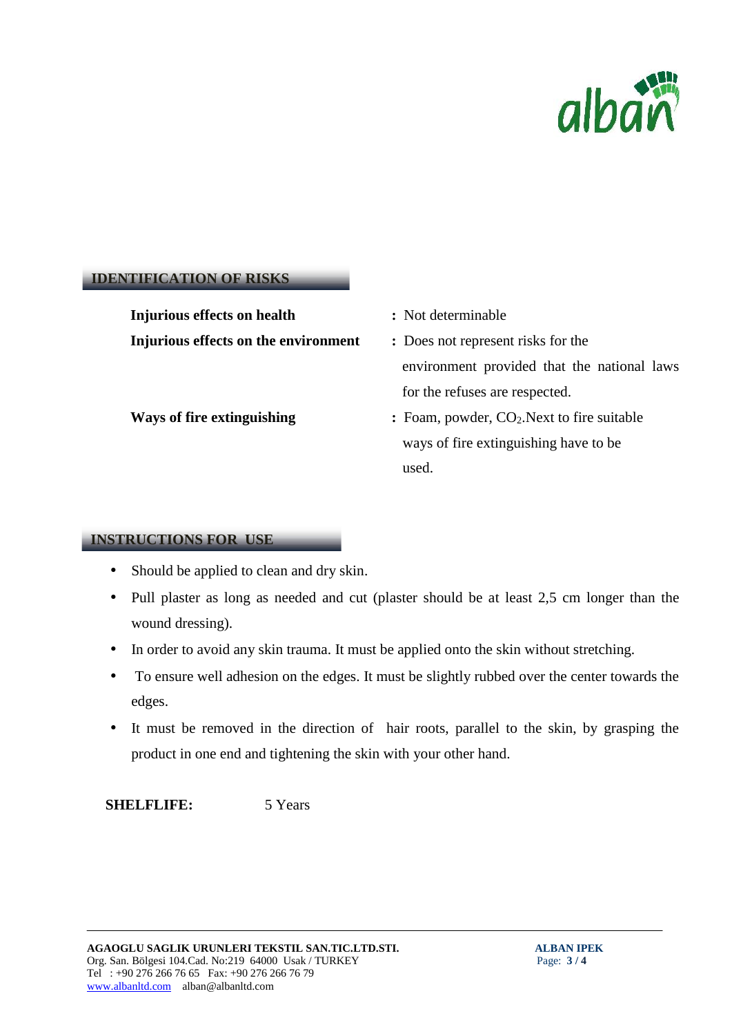## IDENTIFICATION OF RISKS

| | |
|---|---|
| **Injurious effects on health** | **:** Not determinable |
| **Injurious effects on the environment** | **:** Does not represent risks for the environment provided that the national laws for the refuses are respected. |
| **Ways of fire extinguishing** | **:** Foam, powder, $CO_2$.Next to fire suitable ways of fire extinguishing have to be used. |

## INSTRUCTIONS FOR USE

- Should be applied to clean and dry skin.
- Pull plaster as long as needed and cut (plaster should be at least 2,5 cm longer than the wound dressing).
- In order to avoid any skin trauma. It must be applied onto the skin without stretching.
- To ensure well adhesion on the edges. It must be slightly rubbed over the center towards the edges.
- It must be removed in the direction of hair roots, parallel to the skin, by grasping the product in one end and tightening the skin with your other hand.

**SHELFLIFE:** 5 Years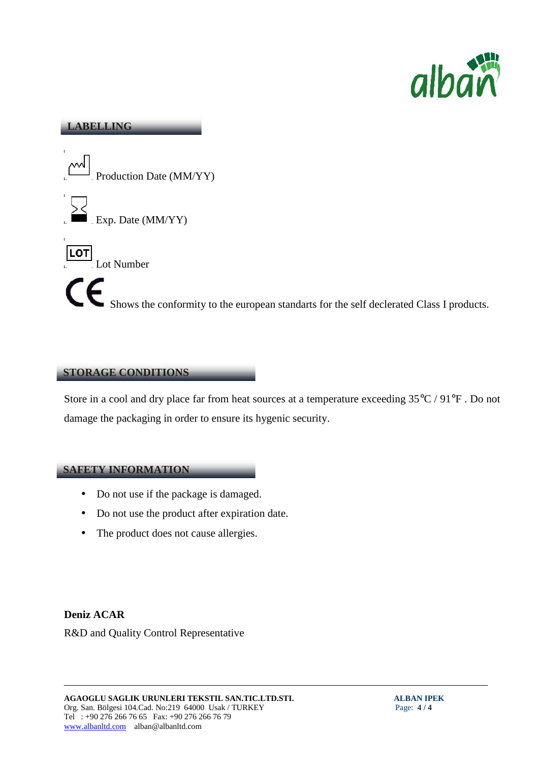## LABELLING

Production Date (MM/YY)

Exp. Date (MM/YY)

LOT Lot Number

CE Shows the conformity to the european standarts for the self declerated Class I products.

## STORAGE CONDITIONS

Store in a cool and dry place far from heat sources at a temperature exceeding 35℃ / 91℉ . Do not damage the packaging in order to ensure its hygenic security.

## SAFETY INFORMATION

- Do not use if the package is damaged.
- Do not use the product after expiration date.
- The product does not cause allergies.

**Deniz ACAR**

R&D and Quality Control Representative

**AGAOGLU SAGLIK URUNLERI TEKSTIL SAN.TIC.LTD.STI.**
Org. San. Bölgesi 104.Cad. No:219 64000 Usak / TURKEY
Tel : +90 276 266 76 65 Fax: +90 276 266 76 79
www.albanltd.com alban@albanltd.com

**ALBAN IPEK**